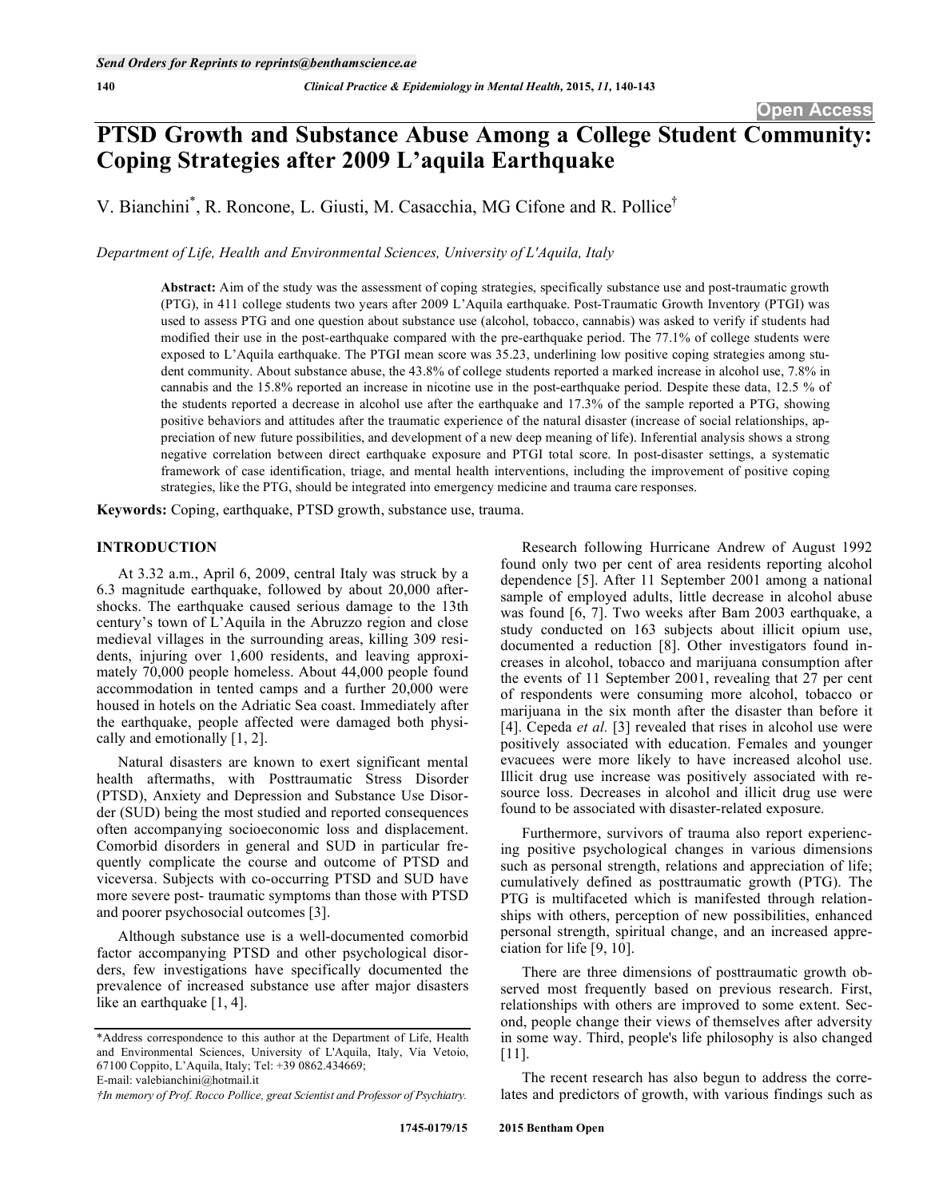Send Orders for Reprints to reprints@benthamscience.ae

Open Access

# PTSD Growth and Substance Abuse Among a College Student Community: Coping Strategies after 2009 L'aquila Earthquake

V. Bianchini*, R. Roncone, L. Giusti, M. Casacchia, MG Cifone and R. Pollice†

*Department of Life, Health and Environmental Sciences, University of L'Aquila, Italy*

**Abstract:** Aim of the study was the assessment of coping strategies, specifically substance use and post-traumatic growth (PTG), in 411 college students two years after 2009 L'Aquila earthquake. Post-Traumatic Growth Inventory (PTGI) was used to assess PTG and one question about substance use (alcohol, tobacco, cannabis) was asked to verify if students had modified their use in the post-earthquake compared with the pre-earthquake period. The 77.1% of college students were exposed to L'Aquila earthquake. The PTGI mean score was 35.23, underlining low positive coping strategies among student community. About substance abuse, the 43.8% of college students reported a marked increase in alcohol use, 7.8% in cannabis and the 15.8% reported an increase in nicotine use in the post-earthquake period. Despite these data, 12.5 % of the students reported a decrease in alcohol use after the earthquake and 17.3% of the sample reported a PTG, showing positive behaviors and attitudes after the traumatic experience of the natural disaster (increase of social relationships, appreciation of new future possibilities, and development of a new deep meaning of life). Inferential analysis shows a strong negative correlation between direct earthquake exposure and PTGI total score. In post-disaster settings, a systematic framework of case identification, triage, and mental health interventions, including the improvement of positive coping strategies, like the PTG, should be integrated into emergency medicine and trauma care responses.

**Keywords:** Coping, earthquake, PTSD growth, substance use, trauma.

## INTRODUCTION

At 3.32 a.m., April 6, 2009, central Italy was struck by a 6.3 magnitude earthquake, followed by about 20,000 aftershocks. The earthquake caused serious damage to the 13th century's town of L'Aquila in the Abruzzo region and close medieval villages in the surrounding areas, killing 309 residents, injuring over 1,600 residents, and leaving approximately 70,000 people homeless. About 44,000 people found accommodation in tented camps and a further 20,000 were housed in hotels on the Adriatic Sea coast. Immediately after the earthquake, people affected were damaged both physically and emotionally [1, 2].

Natural disasters are known to exert significant mental health aftermaths, with Posttraumatic Stress Disorder (PTSD), Anxiety and Depression and Substance Use Disorder (SUD) being the most studied and reported consequences often accompanying socioeconomic loss and displacement. Comorbid disorders in general and SUD in particular frequently complicate the course and outcome of PTSD and viceversa. Subjects with co-occurring PTSD and SUD have more severe post- traumatic symptoms than those with PTSD and poorer psychosocial outcomes [3].

Although substance use is a well-documented comorbid factor accompanying PTSD and other psychological disorders, few investigations have specifically documented the prevalence of increased substance use after major disasters like an earthquake [1, 4].

Research following Hurricane Andrew of August 1992 found only two per cent of area residents reporting alcohol dependence [5]. After 11 September 2001 among a national sample of employed adults, little decrease in alcohol abuse was found [6, 7]. Two weeks after Bam 2003 earthquake, a study conducted on 163 subjects about illicit opium use, documented a reduction [8]. Other investigators found increases in alcohol, tobacco and marijuana consumption after the events of 11 September 2001, revealing that 27 per cent of respondents were consuming more alcohol, tobacco or marijuana in the six month after the disaster than before it [4]. Cepeda *et al.* [3] revealed that rises in alcohol use were positively associated with education. Females and younger evacuees were more likely to have increased alcohol use. Illicit drug use increase was positively associated with resource loss. Decreases in alcohol and illicit drug use were found to be associated with disaster-related exposure.

Furthermore, survivors of trauma also report experiencing positive psychological changes in various dimensions such as personal strength, relations and appreciation of life; cumulatively defined as posttraumatic growth (PTG). The PTG is multifaceted which is manifested through relationships with others, perception of new possibilities, enhanced personal strength, spiritual change, and an increased appreciation for life [9, 10].

There are three dimensions of posttraumatic growth observed most frequently based on previous research. First, relationships with others are improved to some extent. Second, people change their views of themselves after adversity in some way. Third, people's life philosophy is also changed [11].

The recent research has also begun to address the correlates and predictors of growth, with various findings such as

*Address correspondence to this author at the Department of Life, Health and Environmental Sciences, University of L'Aquila, Italy, Via Vetoio, 67100 Coppito, L'Aquila, Italy; Tel: +39 0862.434669; E-mail: valebianchini@hotmail.it

†*In memory of Prof. Rocco Pollice, great Scientist and Professor of Psychiatry.*

1745-0179/15 2015 Bentham Open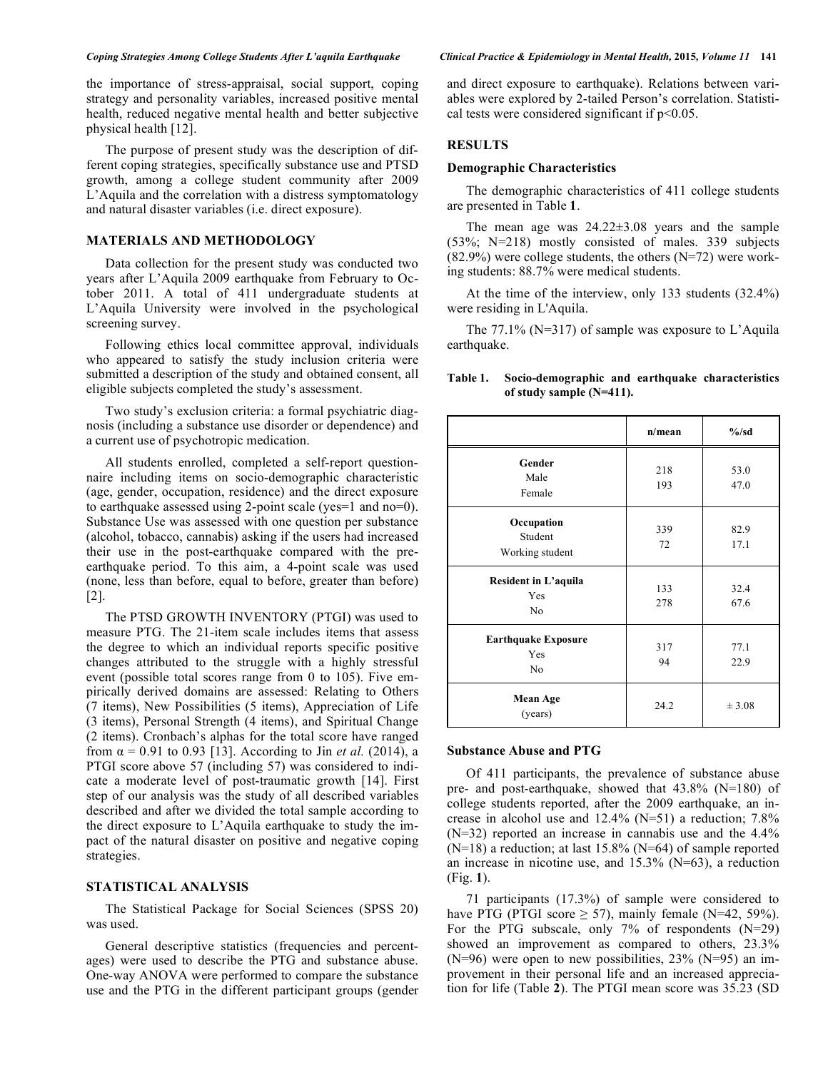the importance of stress-appraisal, social support, coping strategy and personality variables, increased positive mental health, reduced negative mental health and better subjective physical health [12].

The purpose of present study was the description of different coping strategies, specifically substance use and PTSD growth, among a college student community after 2009 L'Aquila and the correlation with a distress symptomatology and natural disaster variables (i.e. direct exposure).

## MATERIALS AND METHODOLOGY

Data collection for the present study was conducted two years after L'Aquila 2009 earthquake from February to October 2011. A total of 411 undergraduate students at L'Aquila University were involved in the psychological screening survey.

Following ethics local committee approval, individuals who appeared to satisfy the study inclusion criteria were submitted a description of the study and obtained consent, all eligible subjects completed the study's assessment.

Two study's exclusion criteria: a formal psychiatric diagnosis (including a substance use disorder or dependence) and a current use of psychotropic medication.

All students enrolled, completed a self-report questionnaire including items on socio-demographic characteristic (age, gender, occupation, residence) and the direct exposure to earthquake assessed using 2-point scale (yes=1 and no=0). Substance Use was assessed with one question per substance (alcohol, tobacco, cannabis) asking if the users had increased their use in the post-earthquake compared with the pre-earthquake period. To this aim, a 4-point scale was used (none, less than before, equal to before, greater than before) [2].

The PTSD GROWTH INVENTORY (PTGI) was used to measure PTG. The 21-item scale includes items that assess the degree to which an individual reports specific positive changes attributed to the struggle with a highly stressful event (possible total scores range from 0 to 105). Five empirically derived domains are assessed: Relating to Others (7 items), New Possibilities (5 items), Appreciation of Life (3 items), Personal Strength (4 items), and Spiritual Change (2 items). Cronbach's alphas for the total score have ranged from $\alpha = 0.91$ to 0.93 [13]. According to Jin *et al.* (2014), a PTGI score above 57 (including 57) was considered to indicate a moderate level of post-traumatic growth [14]. First step of our analysis was the study of all described variables described and after we divided the total sample according to the direct exposure to L'Aquila earthquake to study the impact of the natural disaster on positive and negative coping strategies.

## STATISTICAL ANALYSIS

The Statistical Package for Social Sciences (SPSS 20) was used.

General descriptive statistics (frequencies and percentages) were used to describe the PTG and substance abuse. One-way ANOVA were performed to compare the substance use and the PTG in the different participant groups (gender and direct exposure to earthquake). Relations between variables were explored by 2-tailed Person's correlation. Statistical tests were considered significant if $p<0.05$.

## RESULTS

### Demographic Characteristics

The demographic characteristics of 411 college students are presented in Table **1**.

The mean age was 24.22±3.08 years and the sample (53%; N=218) mostly consisted of males. 339 subjects (82.9%) were college students, the others (N=72) were working students: 88.7% were medical students.

At the time of the interview, only 133 students (32.4%) were residing in L'Aquila.

The 77.1% (N=317) of sample was exposure to L'Aquila earthquake.

**Table 1. Socio-demographic and earthquake characteristics of study sample (N=411).**

| | n/mean | %/sd |
|---|---|---|
| **Gender** | | |
| Male | 218 | 53.0 |
| Female | 193 | 47.0 |
| **Occupation** | | |
| Student | 339 | 82.9 |
| Working student | 72 | 17.1 |
| **Resident in L'aquila** | | |
| Yes | 133 | 32.4 |
| No | 278 | 67.6 |
| **Earthquake Exposure** | | |
| Yes | 317 | 77.1 |
| No | 94 | 22.9 |
| **Mean Age** (years) | 24.2 | ± 3.08 |

### Substance Abuse and PTG

Of 411 participants, the prevalence of substance abuse pre- and post-earthquake, showed that 43.8% (N=180) of college students reported, after the 2009 earthquake, an increase in alcohol use and 12.4% (N=51) a reduction; 7.8% (N=32) reported an increase in cannabis use and the 4.4% (N=18) a reduction; at last 15.8% (N=64) of sample reported an increase in nicotine use, and 15.3% (N=63), a reduction (Fig. **1**).

71 participants (17.3%) of sample were considered to have PTG (PTGI score ≥ 57), mainly female (N=42, 59%). For the PTG subscale, only 7% of respondents (N=29) showed an improvement as compared to others, 23.3% (N=96) were open to new possibilities, 23% (N=95) an improvement in their personal life and an increased appreciation for life (Table **2**). The PTGI mean score was 35.23 (SD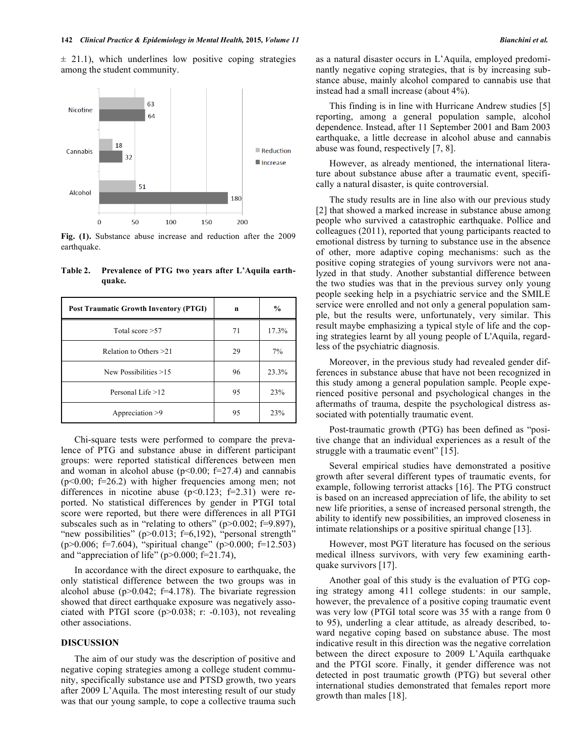± 21.1), which underlines low positive coping strategies among the student community.

Nicotine
63
64
Cannabis
18
32
Alcohol
51
180
0 50 100 150 200
Reduction
Increase

**Fig. (1).** Substance abuse increase and reduction after the 2009 earthquake.

**Table 2. Prevalence of PTG two years after L'Aquila earthquake.**

| Post Traumatic Growth Inventory (PTGI) | n | % |
|---|---|---|
| Total score >57 | 71 | 17.3% |
| Relation to Others >21 | 29 | 7% |
| New Possibilities >15 | 96 | 23.3% |
| Personal Life >12 | 95 | 23% |
| Appreciation >9 | 95 | 23% |

Chi-square tests were performed to compare the prevalence of PTG and substance abuse in different participant groups: were reported statistical differences between men and woman in alcohol abuse (p<0.00; f=27.4) and cannabis (p<0.00; f=26.2) with higher frequencies among men; not differences in nicotine abuse (p<0.123; f=2.31) were reported. No statistical differences by gender in PTGI total score were reported, but there were differences in all PTGI subscales such as in "relating to others" (p>0.002; f=9.897), "new possibilities" (p>0.013; f=6,192), "personal strength" (p>0.006; f=7.604), "spiritual change" (p>0.000; f=12.503) and "appreciation of life" (p>0.000; f=21.74),

In accordance with the direct exposure to earthquake, the only statistical difference between the two groups was in alcohol abuse (p>0.042; f=4.178). The bivariate regression showed that direct earthquake exposure was negatively associated with PTGI score (p>0.038; r: -0.103), not revealing other associations.

## DISCUSSION

The aim of our study was the description of positive and negative coping strategies among a college student community, specifically substance use and PTSD growth, two years after 2009 L'Aquila. The most interesting result of our study was that our young sample, to cope a collective trauma such as a natural disaster occurs in L'Aquila, employed predominantly negative coping strategies, that is by increasing substance abuse, mainly alcohol compared to cannabis use that instead had a small increase (about 4%).

This finding is in line with Hurricane Andrew studies [5] reporting, among a general population sample, alcohol dependence. Instead, after 11 September 2001 and Bam 2003 earthquake, a little decrease in alcohol abuse and cannabis abuse was found, respectively [7, 8].

However, as already mentioned, the international literature about substance abuse after a traumatic event, specifically a natural disaster, is quite controversial.

The study results are in line also with our previous study [2] that showed a marked increase in substance abuse among people who survived a catastrophic earthquake. Pollice and colleagues (2011), reported that young participants reacted to emotional distress by turning to substance use in the absence of other, more adaptive coping mechanisms: such as the positive coping strategies of young survivors were not analyzed in that study. Another substantial difference between the two studies was that in the previous survey only young people seeking help in a psychiatric service and the SMILE service were enrolled and not only a general population sample, but the results were, unfortunately, very similar. This result maybe emphasizing a typical style of life and the coping strategies learnt by all young people of L'Aquila, regardless of the psychiatric diagnosis.

Moreover, in the previous study had revealed gender differences in substance abuse that have not been recognized in this study among a general population sample. People experienced positive personal and psychological changes in the aftermaths of trauma, despite the psychological distress associated with potentially traumatic event.

Post-traumatic growth (PTG) has been defined as "positive change that an individual experiences as a result of the struggle with a traumatic event" [15].

Several empirical studies have demonstrated a positive growth after several different types of traumatic events, for example, following terrorist attacks [16]. The PTG construct is based on an increased appreciation of life, the ability to set new life priorities, a sense of increased personal strength, the ability to identify new possibilities, an improved closeness in intimate relationships or a positive spiritual change [13].

However, most PGT literature has focused on the serious medical illness survivors, with very few examining earthquake survivors [17].

Another goal of this study is the evaluation of PTG coping strategy among 411 college students: in our sample, however, the prevalence of a positive coping traumatic event was very low (PTGI total score was 35 with a range from 0 to 95), underling a clear attitude, as already described, toward negative coping based on substance abuse. The most indicative result in this direction was the negative correlation between the direct exposure to 2009 L'Aquila earthquake and the PTGI score. Finally, it gender difference was not detected in post traumatic growth (PTG) but several other international studies demonstrated that females report more growth than males [18].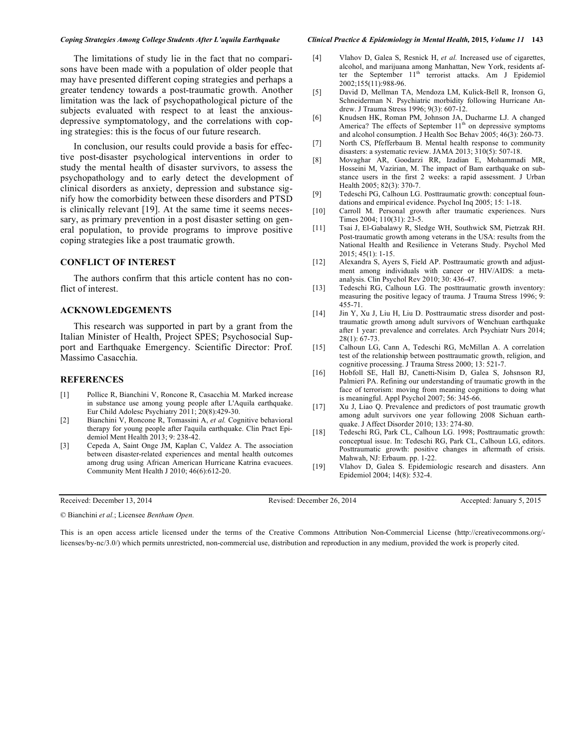The limitations of study lie in the fact that no comparisons have been made with a population of older people that may have presented different coping strategies and perhaps a greater tendency towards a post-traumatic growth. Another limitation was the lack of psychopathological picture of the subjects evaluated with respect to at least the anxious-depressive symptomatology, and the correlations with coping strategies: this is the focus of our future research.

In conclusion, our results could provide a basis for effective post-disaster psychological interventions in order to study the mental health of disaster survivors, to assess the psychopathology and to early detect the development of clinical disorders as anxiety, depression and substance signify how the comorbidity between these disorders and PTSD is clinically relevant [19]. At the same time it seems necessary, as primary prevention in a post disaster setting on general population, to provide programs to improve positive coping strategies like a post traumatic growth.

## CONFLICT OF INTEREST

The authors confirm that this article content has no conflict of interest.

## ACKNOWLEDGEMENTS

This research was supported in part by a grant from the Italian Minister of Health, Project SPES; Psychosocial Support and Earthquake Emergency. Scientific Director: Prof. Massimo Casacchia.

## REFERENCES

[1] Pollice R, Bianchini V, Roncone R, Casacchia M. Marked increase in substance use among young people after L'Aquila earthquake. Eur Child Adolesc Psychiatry 2011; 20(8):429-30.

[2] Bianchini V, Roncone R, Tomassini A, *et al.* Cognitive behavioral therapy for young people after l'aquila earthquake. Clin Pract Epidemiol Ment Health 2013; 9: 238-42.

[3] Cepeda A, Saint Onge JM, Kaplan C, Valdez A. The association between disaster-related experiences and mental health outcomes among drug using African American Hurricane Katrina evacuees. Community Ment Health J 2010; 46(6):612-20.

[4] Vlahov D, Galea S, Resnick H, *et al.* Increased use of cigarettes, alcohol, and marijuana among Manhattan, New York, residents after the September 11th terrorist attacks. Am J Epidemiol 2002;155(11):988-96.

[5] David D, Mellman TA, Mendoza LM, Kulick-Bell R, Ironson G, Schneiderman N. Psychiatric morbidity following Hurricane Andrew. J Trauma Stress 1996; 9(3): 607-12.

[6] Knudsen HK, Roman PM, Johnson JA, Ducharme LJ. A changed America? The effects of September 11th on depressive symptoms and alcohol consumption. J Health Soc Behav 2005; 46(3): 260-73.

[7] North CS, Pfefferbaum B. Mental health response to community disasters: a systematic review. JAMA 2013; 310(5): 507-18.

[8] Movaghar AR, Goodarzi RR, Izadian E, Mohammadi MR, Hosseini M, Vazirian, M. The impact of Bam earthquake on substance users in the first 2 weeks: a rapid assessment. J Urban Health 2005; 82(3): 370-7.

[9] Tedeschi PG, Calhoun LG. Posttraumatic growth: conceptual foundations and empirical evidence. Psychol Inq 2005; 15: 1-18.

[10] Carroll M. Personal growth after traumatic experiences. Nurs Times 2004; 110(31): 23-5.

[11] Tsai J, El-Gabalawy R, Sledge WH, Southwick SM, Pietrzak RH. Post-traumatic growth among veterans in the USA: results from the National Health and Resilience in Veterans Study. Psychol Med 2015; 45(1): 1-15.

[12] Alexandra S, Ayers S, Field AP. Posttraumatic growth and adjustment among individuals with cancer or HIV/AIDS: a meta-analysis. Clin Psychol Rev 2010; 30: 436-47.

[13] Tedeschi RG, Calhoun LG. The posttraumatic growth inventory: measuring the positive legacy of trauma. J Trauma Stress 1996; 9: 455-71.

[14] Jin Y, Xu J, Liu H, Liu D. Posttraumatic stress disorder and posttraumatic growth among adult survivors of Wenchuan earthquake after 1 year: prevalence and correlates. Arch Psychiatr Nurs 2014; 28(1): 67-73.

[15] Calhoun LG, Cann A, Tedeschi RG, McMillan A. A correlation test of the relationship between posttraumatic growth, religion, and cognitive processing. J Trauma Stress 2000; 13: 521-7.

[16] Hobfoll SE, Hall BJ, Canetti-Nisim D, Galea S, Johsnson RJ, Palmieri PA. Refining our understanding of traumatic growth in the face of terrorism: moving from meaning cognitions to doing what is meaningful. Appl Psychol 2007; 56: 345-66.

[17] Xu J, Liao Q. Prevalence and predictors of post traumatic growth among adult survivors one year following 2008 Sichuan earthquake. J Affect Disorder 2010; 133: 274-80.

[18] Tedeschi RG, Park CL, Calhoun LG. 1998; Posttraumatic growth: conceptual issue. In: Tedeschi RG, Park CL, Calhoun LG, editors. Posttraumatic growth: positive changes in aftermath of crisis. Mahwah, NJ: Erbaum. pp. 1-22.

[19] Vlahov D, Galea S. Epidemiologic research and disasters. Ann Epidemiol 2004; 14(8): 532-4.

Received: December 13, 2014 Revised: December 26, 2014 Accepted: January 5, 2015

© Bianchini *et al.*; Licensee *Bentham Open.*

This is an open access article licensed under the terms of the Creative Commons Attribution Non-Commercial License (http://creativecommons.org/-licenses/by-nc/3.0/) which permits unrestricted, non-commercial use, distribution and reproduction in any medium, provided the work is properly cited.